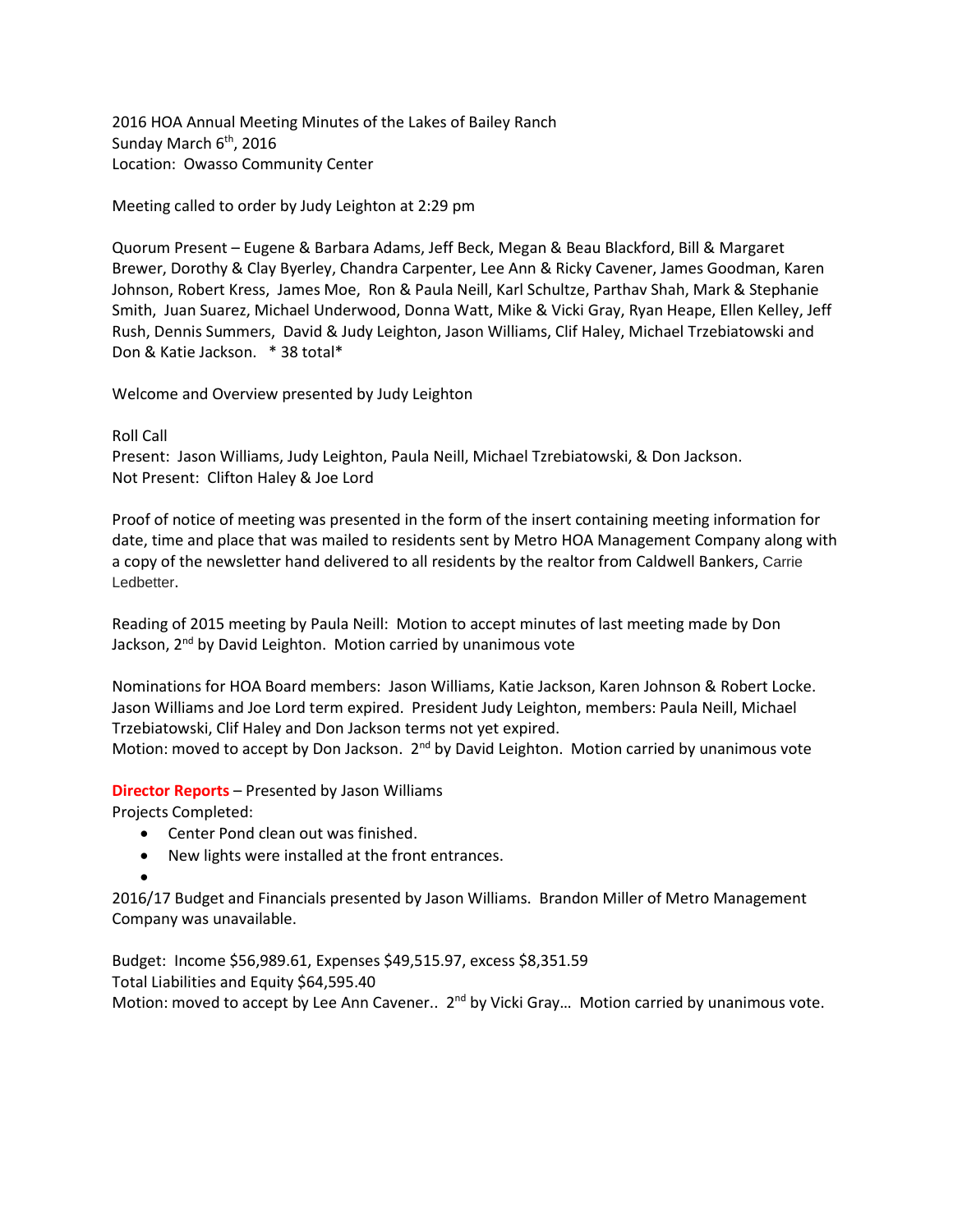2016 HOA Annual Meeting Minutes of the Lakes of Bailey Ranch
Sunday March 6th, 2016
Location: Owasso Community Center

Meeting called to order by Judy Leighton at 2:29 pm

Quorum Present – Eugene & Barbara Adams, Jeff Beck, Megan & Beau Blackford, Bill & Margaret Brewer, Dorothy & Clay Byerley, Chandra Carpenter, Lee Ann & Ricky Cavener, James Goodman, Karen Johnson, Robert Kress, James Moe, Ron & Paula Neill, Karl Schultze, Parthav Shah, Mark & Stephanie Smith, Juan Suarez, Michael Underwood, Donna Watt, Mike & Vicki Gray, Ryan Heape, Ellen Kelley, Jeff Rush, Dennis Summers, David & Judy Leighton, Jason Williams, Clif Haley, Michael Trzebiatowski and Don & Katie Jackson. * 38 total*

Welcome and Overview presented by Judy Leighton

Roll Call
Present: Jason Williams, Judy Leighton, Paula Neill, Michael Tzrebiatowski, & Don Jackson.
Not Present: Clifton Haley & Joe Lord

Proof of notice of meeting was presented in the form of the insert containing meeting information for date, time and place that was mailed to residents sent by Metro HOA Management Company along with a copy of the newsletter hand delivered to all residents by the realtor from Caldwell Bankers, Carrie Ledbetter.

Reading of 2015 meeting by Paula Neill: Motion to accept minutes of last meeting made by Don Jackson, 2nd by David Leighton. Motion carried by unanimous vote

Nominations for HOA Board members: Jason Williams, Katie Jackson, Karen Johnson & Robert Locke. Jason Williams and Joe Lord term expired. President Judy Leighton, members: Paula Neill, Michael Trzebiatowski, Clif Haley and Don Jackson terms not yet expired.
Motion: moved to accept by Don Jackson. 2nd by David Leighton. Motion carried by unanimous vote

**Director Reports** – Presented by Jason Williams
Projects Completed:

- Center Pond clean out was finished.
- New lights were installed at the front entrances.
-

2016/17 Budget and Financials presented by Jason Williams. Brandon Miller of Metro Management Company was unavailable.

Budget: Income $56,989.61, Expenses $49,515.97, excess $8,351.59
Total Liabilities and Equity $64,595.40
Motion: moved to accept by Lee Ann Cavener.. 2nd by Vicki Gray… Motion carried by unanimous vote.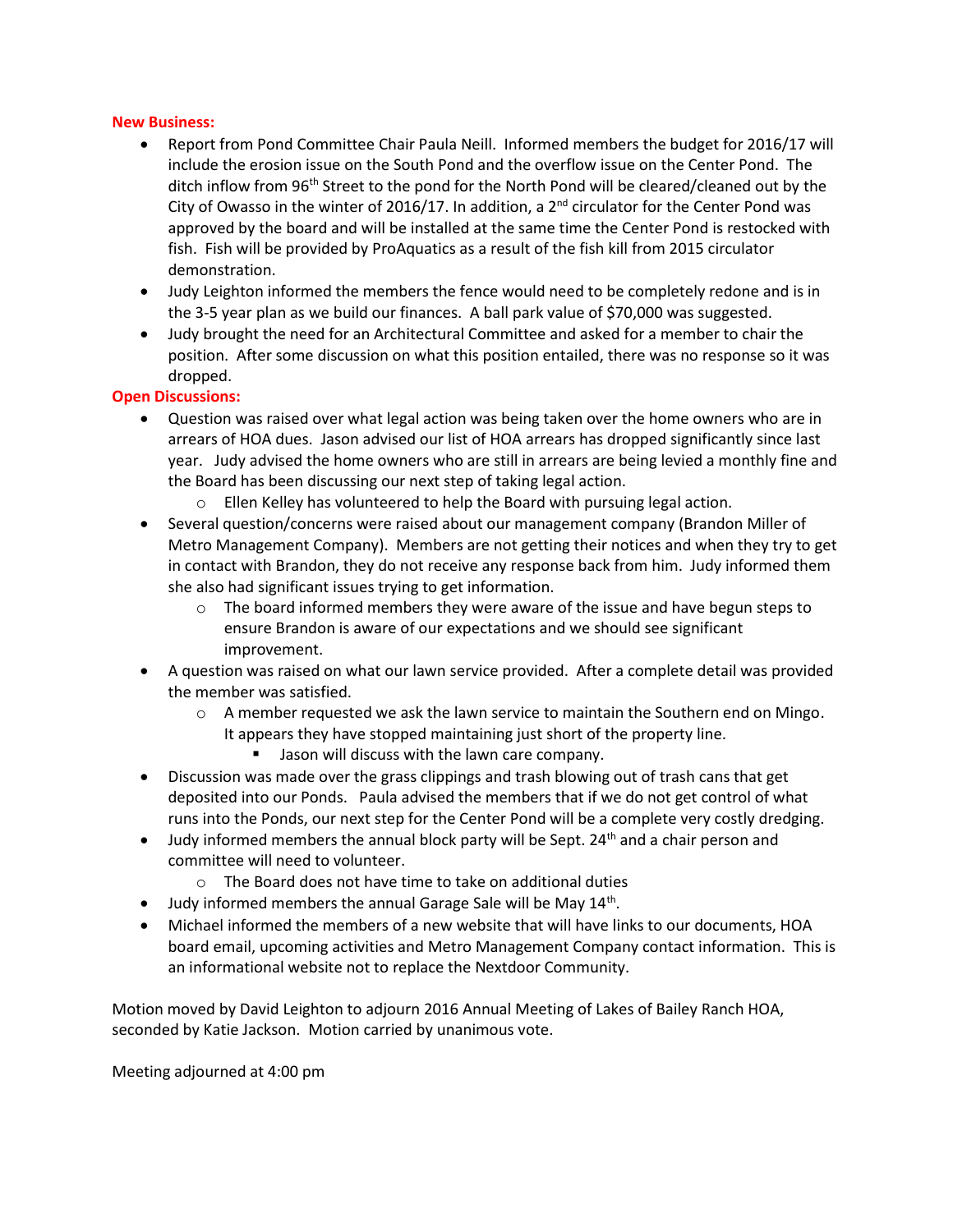**New Business:**

- Report from Pond Committee Chair Paula Neill. Informed members the budget for 2016/17 will include the erosion issue on the South Pond and the overflow issue on the Center Pond. The ditch inflow from 96th Street to the pond for the North Pond will be cleared/cleaned out by the City of Owasso in the winter of 2016/17. In addition, a 2nd circulator for the Center Pond was approved by the board and will be installed at the same time the Center Pond is restocked with fish. Fish will be provided by ProAquatics as a result of the fish kill from 2015 circulator demonstration.
- Judy Leighton informed the members the fence would need to be completely redone and is in the 3-5 year plan as we build our finances. A ball park value of $70,000 was suggested.
- Judy brought the need for an Architectural Committee and asked for a member to chair the position. After some discussion on what this position entailed, there was no response so it was dropped.

**Open Discussions:**

- Question was raised over what legal action was being taken over the home owners who are in arrears of HOA dues. Jason advised our list of HOA arrears has dropped significantly since last year. Judy advised the home owners who are still in arrears are being levied a monthly fine and the Board has been discussing our next step of taking legal action.
  - Ellen Kelley has volunteered to help the Board with pursuing legal action.
- Several question/concerns were raised about our management company (Brandon Miller of Metro Management Company). Members are not getting their notices and when they try to get in contact with Brandon, they do not receive any response back from him. Judy informed them she also had significant issues trying to get information.
  - The board informed members they were aware of the issue and have begun steps to ensure Brandon is aware of our expectations and we should see significant improvement.
- A question was raised on what our lawn service provided. After a complete detail was provided the member was satisfied.
  - A member requested we ask the lawn service to maintain the Southern end on Mingo. It appears they have stopped maintaining just short of the property line.
    - Jason will discuss with the lawn care company.
- Discussion was made over the grass clippings and trash blowing out of trash cans that get deposited into our Ponds. Paula advised the members that if we do not get control of what runs into the Ponds, our next step for the Center Pond will be a complete very costly dredging.
- Judy informed members the annual block party will be Sept. 24th and a chair person and committee will need to volunteer.
  - The Board does not have time to take on additional duties
- Judy informed members the annual Garage Sale will be May 14th.
- Michael informed the members of a new website that will have links to our documents, HOA board email, upcoming activities and Metro Management Company contact information. This is an informational website not to replace the Nextdoor Community.

Motion moved by David Leighton to adjourn 2016 Annual Meeting of Lakes of Bailey Ranch HOA, seconded by Katie Jackson. Motion carried by unanimous vote.

Meeting adjourned at 4:00 pm